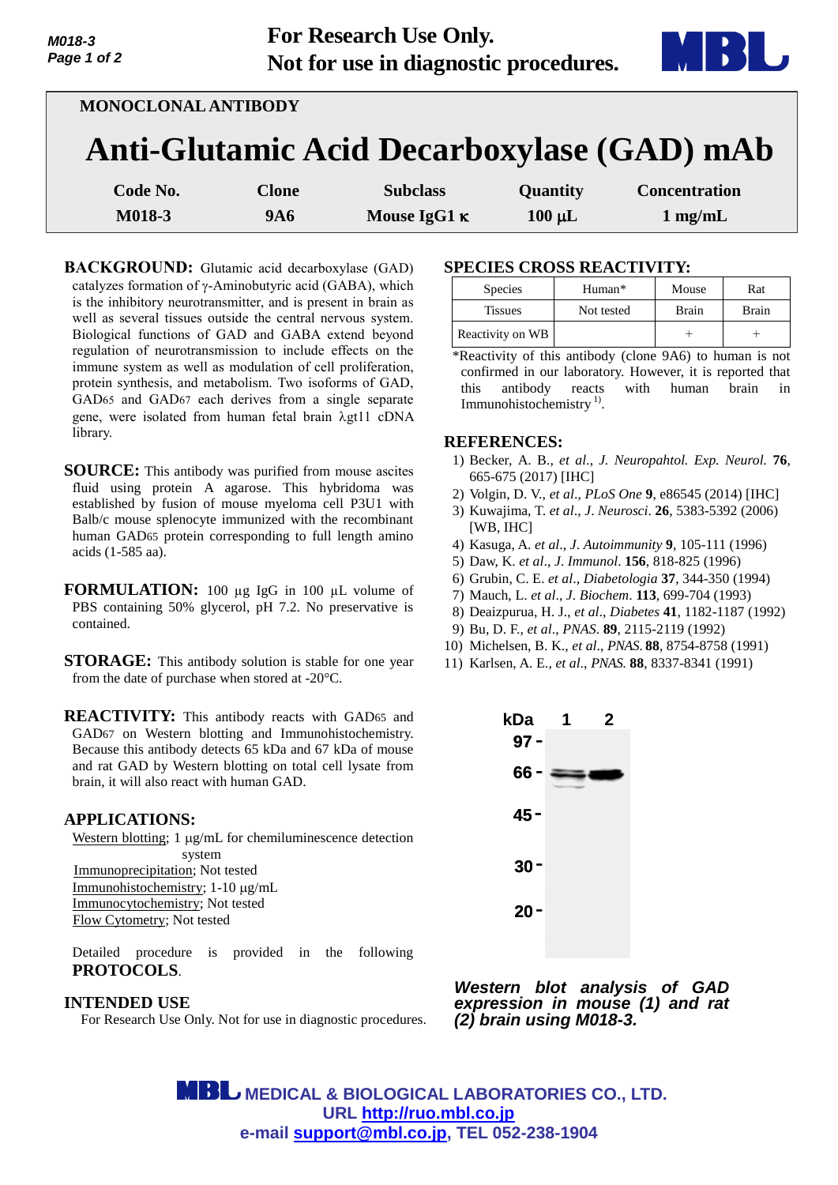For Research Use Only.
Not for use in diagnostic procedures.

MONOCLONAL ANTIBODY

# Anti-Glutamic Acid Decarboxylase (GAD) mAb

| Code No. | Clone | Subclass | Quantity | Concentration |
|---|---|---|---|---|
| M018-3 | 9A6 | Mouse IgG1 κ | 100 μL | 1 mg/mL |

**BACKGROUND:** Glutamic acid decarboxylase (GAD) catalyzes formation of γ-Aminobutyric acid (GABA), which is the inhibitory neurotransmitter, and is present in brain as well as several tissues outside the central nervous system. Biological functions of GAD and GABA extend beyond regulation of neurotransmission to include effects on the immune system as well as modulation of cell proliferation, protein synthesis, and metabolism. Two isoforms of GAD, $GAD_{65}$ and $GAD_{67}$ each derives from a single separate gene, were isolated from human fetal brain λgt11 cDNA library.

**SOURCE:** This antibody was purified from mouse ascites fluid using protein A agarose. This hybridoma was established by fusion of mouse myeloma cell P3U1 with Balb/c mouse splenocyte immunized with the recombinant human $GAD_{65}$ protein corresponding to full length amino acids (1-585 aa).

**FORMULATION:** 100 μg IgG in 100 μL volume of PBS containing 50% glycerol, pH 7.2. No preservative is contained.

**STORAGE:** This antibody solution is stable for one year from the date of purchase when stored at -20°C.

**REACTIVITY:** This antibody reacts with $GAD_{65}$ and $GAD_{67}$ on Western blotting and Immunohistochemistry. Because this antibody detects 65 kDa and 67 kDa of mouse and rat GAD by Western blotting on total cell lysate from brain, it will also react with human GAD.

## APPLICATIONS:

Western blotting; 1 μg/mL for chemiluminescence detection system
Immunoprecipitation; Not tested
Immunohistochemistry; 1-10 μg/mL
Immunocytochemistry; Not tested
Flow Cytometry; Not tested

Detailed procedure is provided in the following **PROTOCOLS**.

## INTENDED USE

For Research Use Only. Not for use in diagnostic procedures.

## SPECIES CROSS REACTIVITY:

| Species | Human* | Mouse | Rat |
|---|---|---|---|
| Tissues | Not tested | Brain | Brain |
| Reactivity on WB | | + | + |

*Reactivity of this antibody (clone 9A6) to human is not confirmed in our laboratory. However, it is reported that this antibody reacts with human brain in Immunohistochemistry [1].

## REFERENCES:

1) Becker, A. B., *et al., J. Neuropahtol. Exp. Neurol.* **76**, 665-675 (2017) [IHC]
2) Volgin, D. V., *et al., PLoS One* **9**, e86545 (2014) [IHC]
3) Kuwajima, T. *et al., J. Neurosci*. **26**, 5383-5392 (2006) [WB, IHC]
4) Kasuga, A. *et al., J. Autoimmunity* **9**, 105-111 (1996)
5) Daw, K. *et al., J. Immunol*. **156**, 818-825 (1996)
6) Grubin, C. E. *et al., Diabetologia* **37**, 344-350 (1994)
7) Mauch, L. *et al., J. Biochem*. **113**, 699-704 (1993)
8) Deaizpurua, H. J., *et al., Diabetes* **41**, 1182-1187 (1992)
9) Bu, D. F., *et al., PNAS.* **89**, 2115-2119 (1992)
10) Michelsen, B. K., *et al., PNAS.* **88**, 8754-8758 (1991)
11) Karlsen, A. E., *et al., PNAS.* **88**, 8337-8341 (1991)

*Western blot analysis of GAD expression in mouse (1) and rat (2) brain using M018-3.*

MEDICAL & BIOLOGICAL LABORATORIES CO., LTD.
URL http://ruo.mbl.co.jp
e-mail support@mbl.co.jp, TEL 052-238-1904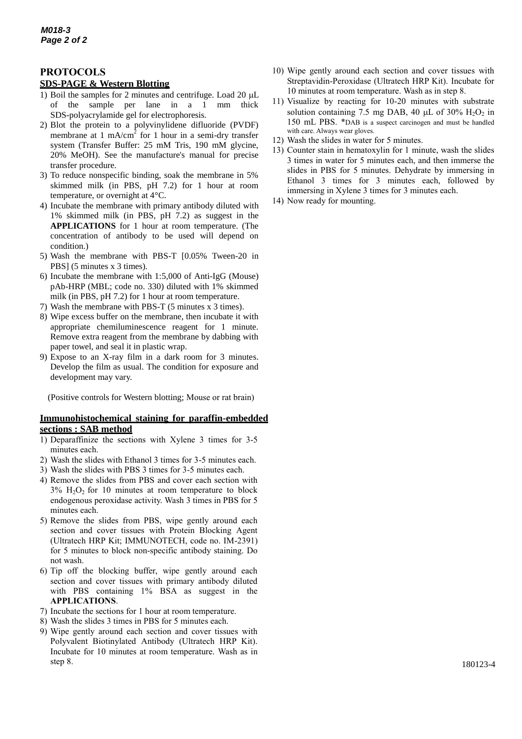## PROTOCOLS

### SDS-PAGE & Western Blotting

1) Boil the samples for 2 minutes and centrifuge. Load 20 μL of the sample per lane in a 1 mm thick SDS-polyacrylamide gel for electrophoresis.
2) Blot the protein to a polyvinylidene difluoride (PVDF) membrane at 1 $mA/cm^2$ for 1 hour in a semi-dry transfer system (Transfer Buffer: 25 mM Tris, 190 mM glycine, 20% MeOH). See the manufacture's manual for precise transfer procedure.
3) To reduce nonspecific binding, soak the membrane in 5% skimmed milk (in PBS, pH 7.2) for 1 hour at room temperature, or overnight at 4°C.
4) Incubate the membrane with primary antibody diluted with 1% skimmed milk (in PBS, pH 7.2) as suggest in the **APPLICATIONS** for 1 hour at room temperature. (The concentration of antibody to be used will depend on condition.)
5) Wash the membrane with PBS-T [0.05% Tween-20 in PBS] (5 minutes x 3 times).
6) Incubate the membrane with 1:5,000 of Anti-IgG (Mouse) pAb-HRP (MBL; code no. 330) diluted with 1% skimmed milk (in PBS, pH 7.2) for 1 hour at room temperature.
7) Wash the membrane with PBS-T (5 minutes x 3 times).
8) Wipe excess buffer on the membrane, then incubate it with appropriate chemiluminescence reagent for 1 minute. Remove extra reagent from the membrane by dabbing with paper towel, and seal it in plastic wrap.
9) Expose to an X-ray film in a dark room for 3 minutes. Develop the film as usual. The condition for exposure and development may vary.

(Positive controls for Western blotting; Mouse or rat brain)

### Immunohistochemical staining for paraffin-embedded sections : SAB method

1) Deparaffinize the sections with Xylene 3 times for 3-5 minutes each.
2) Wash the slides with Ethanol 3 times for 3-5 minutes each.
3) Wash the slides with PBS 3 times for 3-5 minutes each.
4) Remove the slides from PBS and cover each section with 3% $H_2O_2$ for 10 minutes at room temperature to block endogenous peroxidase activity. Wash 3 times in PBS for 5 minutes each.
5) Remove the slides from PBS, wipe gently around each section and cover tissues with Protein Blocking Agent (Ultratech HRP Kit; IMMUNOTECH, code no. IM-2391) for 5 minutes to block non-specific antibody staining. Do not wash.
6) Tip off the blocking buffer, wipe gently around each section and cover tissues with primary antibody diluted with PBS containing 1% BSA as suggest in the **APPLICATIONS**.
7) Incubate the sections for 1 hour at room temperature.
8) Wash the slides 3 times in PBS for 5 minutes each.
9) Wipe gently around each section and cover tissues with Polyvalent Biotinylated Antibody (Ultratech HRP Kit). Incubate for 10 minutes at room temperature. Wash as in step 8.
10) Wipe gently around each section and cover tissues with Streptavidin-Peroxidase (Ultratech HRP Kit). Incubate for 10 minutes at room temperature. Wash as in step 8.
11) Visualize by reacting for 10-20 minutes with substrate solution containing 7.5 mg DAB, 40 μL of 30% $H_2O_2$ in 150 mL PBS. *DAB is a suspect carcinogen and must be handled with care. Always wear gloves.
12) Wash the slides in water for 5 minutes.
13) Counter stain in hematoxylin for 1 minute, wash the slides 3 times in water for 5 minutes each, and then immerse the slides in PBS for 5 minutes. Dehydrate by immersing in Ethanol 3 times for 3 minutes each, followed by immersing in Xylene 3 times for 3 minutes each.
14) Now ready for mounting.

180123-4